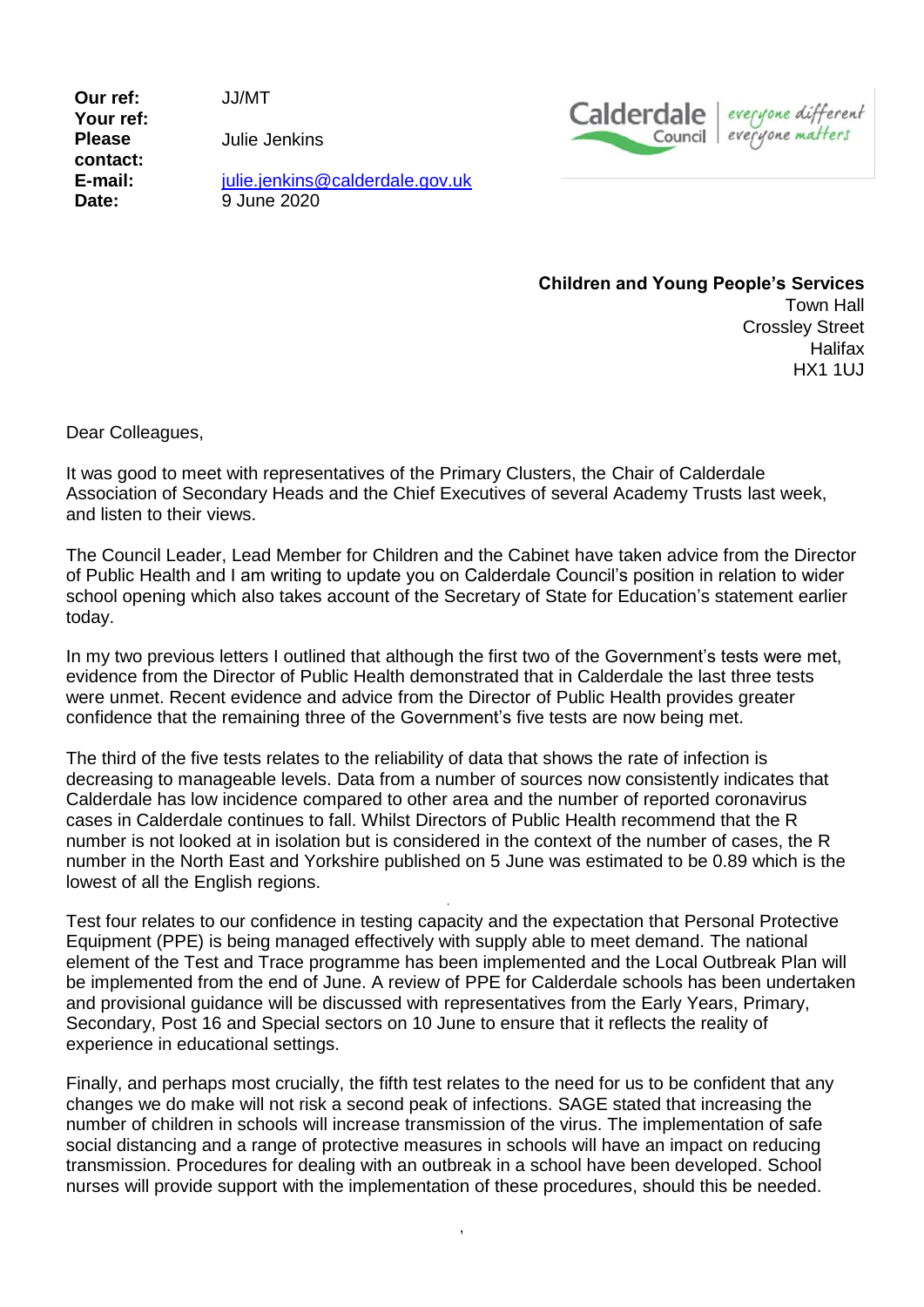| | |
|---|---|
| **Our ref:** | JJ/MT |
| **Your ref:** | |
| **Please contact:** | Julie Jenkins |
| **E-mail:** | julie.jenkins@calderdale.gov.uk |
| **Date:** | 9 June 2020 |

Calderdale Council | everyone different everyone matters

**Children and Young People's Services**
Town Hall
Crossley Street
Halifax
HX1 1UJ

Dear Colleagues,

It was good to meet with representatives of the Primary Clusters, the Chair of Calderdale Association of Secondary Heads and the Chief Executives of several Academy Trusts last week, and listen to their views.

The Council Leader, Lead Member for Children and the Cabinet have taken advice from the Director of Public Health and I am writing to update you on Calderdale Council's position in relation to wider school opening which also takes account of the Secretary of State for Education's statement earlier today.

In my two previous letters I outlined that although the first two of the Government's tests were met, evidence from the Director of Public Health demonstrated that in Calderdale the last three tests were unmet. Recent evidence and advice from the Director of Public Health provides greater confidence that the remaining three of the Government's five tests are now being met.

The third of the five tests relates to the reliability of data that shows the rate of infection is decreasing to manageable levels. Data from a number of sources now consistently indicates that Calderdale has low incidence compared to other area and the number of reported coronavirus cases in Calderdale continues to fall. Whilst Directors of Public Health recommend that the R number is not looked at in isolation but is considered in the context of the number of cases, the R number in the North East and Yorkshire published on 5 June was estimated to be 0.89 which is the lowest of all the English regions.

Test four relates to our confidence in testing capacity and the expectation that Personal Protective Equipment (PPE) is being managed effectively with supply able to meet demand. The national element of the Test and Trace programme has been implemented and the Local Outbreak Plan will be implemented from the end of June. A review of PPE for Calderdale schools has been undertaken and provisional guidance will be discussed with representatives from the Early Years, Primary, Secondary, Post 16 and Special sectors on 10 June to ensure that it reflects the reality of experience in educational settings.

Finally, and perhaps most crucially, the fifth test relates to the need for us to be confident that any changes we do make will not risk a second peak of infections. SAGE stated that increasing the number of children in schools will increase transmission of the virus. The implementation of safe social distancing and a range of protective measures in schools will have an impact on reducing transmission. Procedures for dealing with an outbreak in a school have been developed. School nurses will provide support with the implementation of these procedures, should this be needed.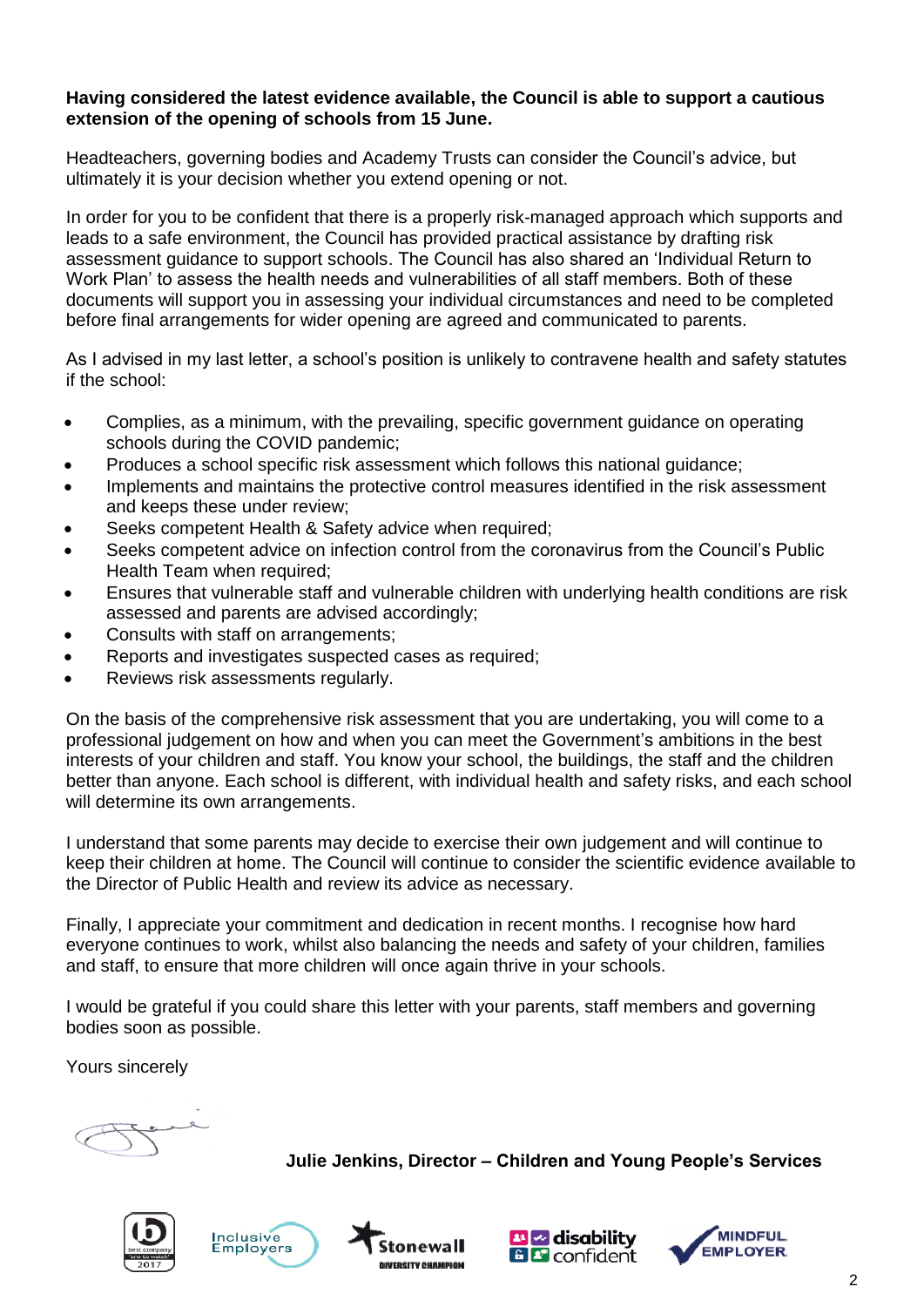**Having considered the latest evidence available, the Council is able to support a cautious extension of the opening of schools from 15 June.**

Headteachers, governing bodies and Academy Trusts can consider the Council's advice, but ultimately it is your decision whether you extend opening or not.

In order for you to be confident that there is a properly risk-managed approach which supports and leads to a safe environment, the Council has provided practical assistance by drafting risk assessment guidance to support schools. The Council has also shared an 'Individual Return to Work Plan' to assess the health needs and vulnerabilities of all staff members. Both of these documents will support you in assessing your individual circumstances and need to be completed before final arrangements for wider opening are agreed and communicated to parents.

As I advised in my last letter, a school's position is unlikely to contravene health and safety statutes if the school:

- Complies, as a minimum, with the prevailing, specific government guidance on operating schools during the COVID pandemic;
- Produces a school specific risk assessment which follows this national guidance;
- Implements and maintains the protective control measures identified in the risk assessment and keeps these under review;
- Seeks competent Health & Safety advice when required;
- Seeks competent advice on infection control from the coronavirus from the Council's Public Health Team when required;
- Ensures that vulnerable staff and vulnerable children with underlying health conditions are risk assessed and parents are advised accordingly;
- Consults with staff on arrangements;
- Reports and investigates suspected cases as required;
- Reviews risk assessments regularly.

On the basis of the comprehensive risk assessment that you are undertaking, you will come to a professional judgement on how and when you can meet the Government's ambitions in the best interests of your children and staff. You know your school, the buildings, the staff and the children better than anyone. Each school is different, with individual health and safety risks, and each school will determine its own arrangements.

I understand that some parents may decide to exercise their own judgement and will continue to keep their children at home. The Council will continue to consider the scientific evidence available to the Director of Public Health and review its advice as necessary.

Finally, I appreciate your commitment and dedication in recent months. I recognise how hard everyone continues to work, whilst also balancing the needs and safety of your children, families and staff, to ensure that more children will once again thrive in your schools.

I would be grateful if you could share this letter with your parents, staff members and governing bodies soon as possible.

Yours sincerely

**Julie Jenkins, Director – Children and Young People's Services**